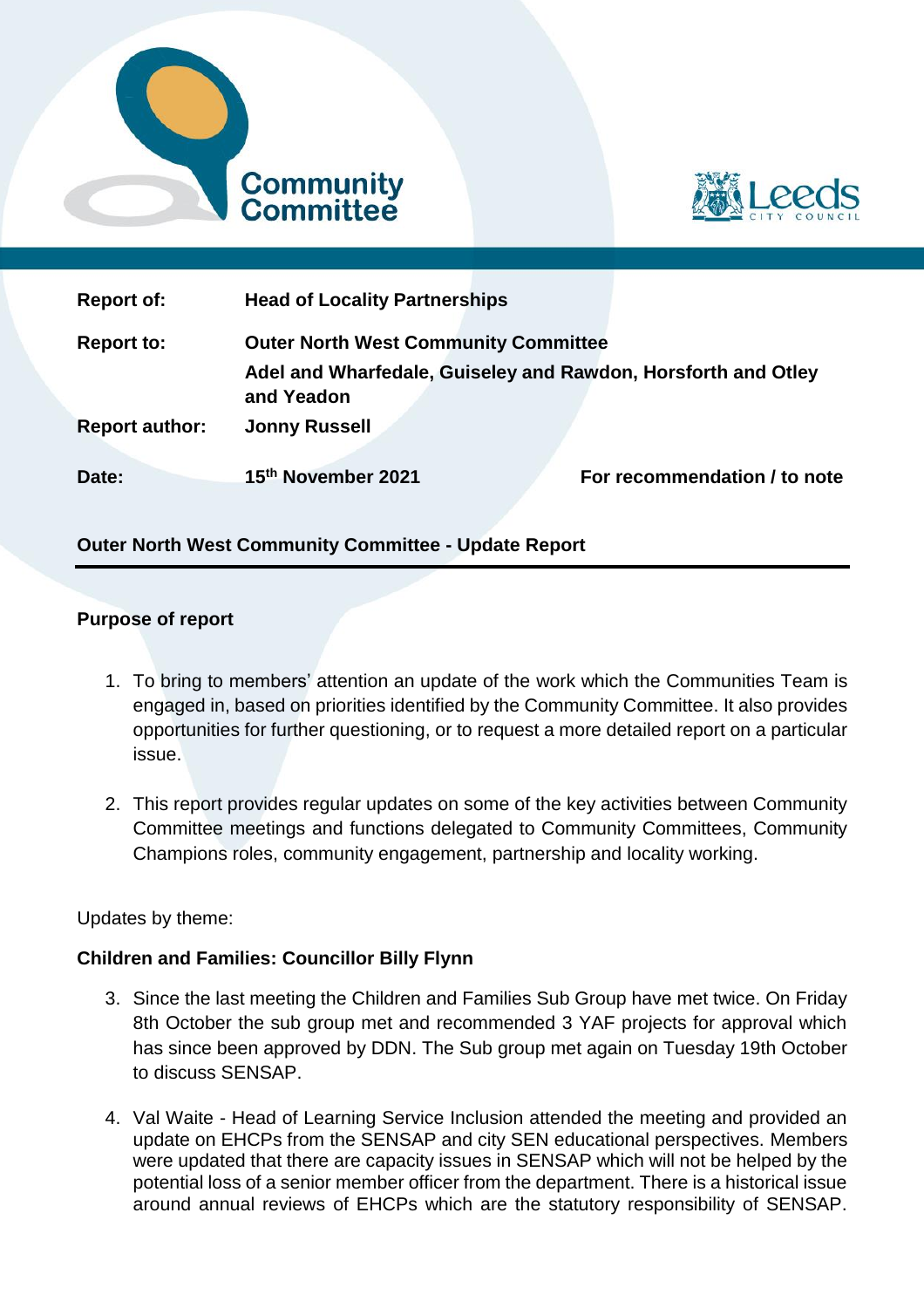Community Committee

Leeds City Council

| | | |
|---|---|---|
| **Report of:** | **Head of Locality Partnerships** | |
| **Report to:** | **Outer North West Community Committee**<br>**Adel and Wharfedale, Guiseley and Rawdon, Horsforth and Otley and Yeadon** | |
| **Report author:** | **Jonny Russell** | |
| **Date:** | **15th November 2021** | **For recommendation / to note** |

## Outer North West Community Committee - Update Report

### Purpose of report

1. To bring to members' attention an update of the work which the Communities Team is engaged in, based on priorities identified by the Community Committee. It also provides opportunities for further questioning, or to request a more detailed report on a particular issue.

2. This report provides regular updates on some of the key activities between Community Committee meetings and functions delegated to Community Committees, Community Champions roles, community engagement, partnership and locality working.

Updates by theme:

### Children and Families: Councillor Billy Flynn

3. Since the last meeting the Children and Families Sub Group have met twice. On Friday 8th October the sub group met and recommended 3 YAF projects for approval which has since been approved by DDN. The Sub group met again on Tuesday 19th October to discuss SENSAP.

4. Val Waite - Head of Learning Service Inclusion attended the meeting and provided an update on EHCPs from the SENSAP and city SEN educational perspectives. Members were updated that there are capacity issues in SENSAP which will not be helped by the potential loss of a senior member officer from the department. There is a historical issue around annual reviews of EHCPs which are the statutory responsibility of SENSAP.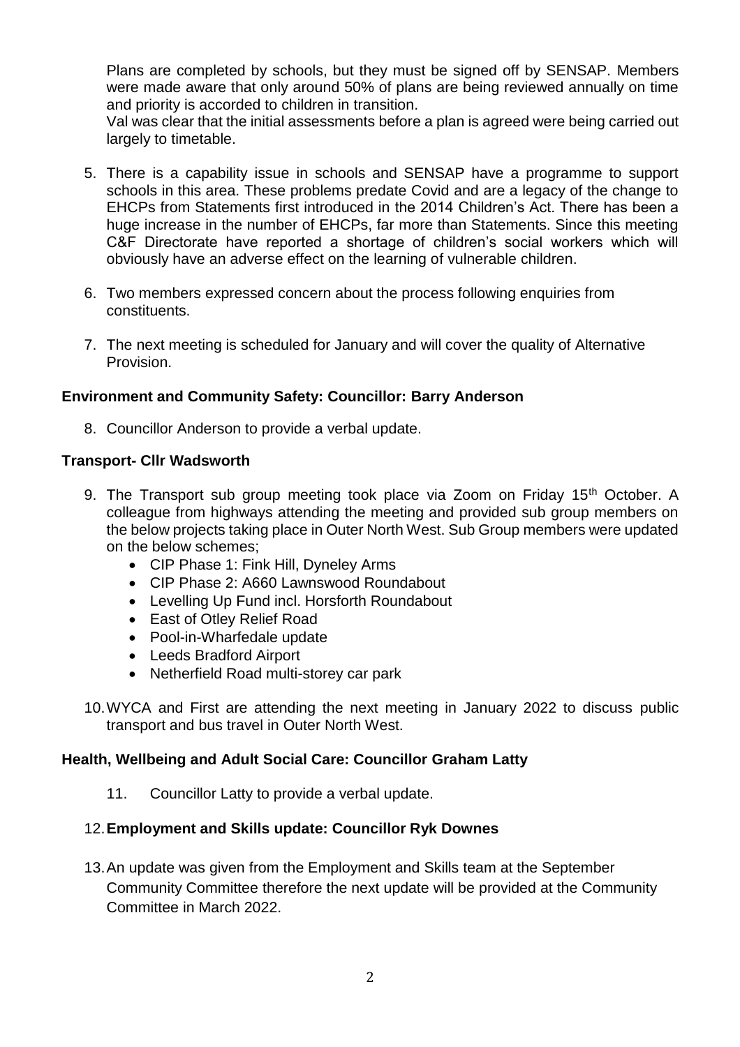Plans are completed by schools, but they must be signed off by SENSAP. Members were made aware that only around 50% of plans are being reviewed annually on time and priority is accorded to children in transition.

Val was clear that the initial assessments before a plan is agreed were being carried out largely to timetable.

5. There is a capability issue in schools and SENSAP have a programme to support schools in this area. These problems predate Covid and are a legacy of the change to EHCPs from Statements first introduced in the 2014 Children's Act. There has been a huge increase in the number of EHCPs, far more than Statements. Since this meeting C&F Directorate have reported a shortage of children's social workers which will obviously have an adverse effect on the learning of vulnerable children.

6. Two members expressed concern about the process following enquiries from constituents.

7. The next meeting is scheduled for January and will cover the quality of Alternative Provision.

**Environment and Community Safety: Councillor: Barry Anderson**

8. Councillor Anderson to provide a verbal update.

**Transport- Cllr Wadsworth**

9. The Transport sub group meeting took place via Zoom on Friday 15th October. A colleague from highways attending the meeting and provided sub group members on the below projects taking place in Outer North West. Sub Group members were updated on the below schemes;
   - CIP Phase 1: Fink Hill, Dyneley Arms
   - CIP Phase 2: A660 Lawnswood Roundabout
   - Levelling Up Fund incl. Horsforth Roundabout
   - East of Otley Relief Road
   - Pool-in-Wharfedale update
   - Leeds Bradford Airport
   - Netherfield Road multi-storey car park

10. WYCA and First are attending the next meeting in January 2022 to discuss public transport and bus travel in Outer North West.

**Health, Wellbeing and Adult Social Care: Councillor Graham Latty**

11. Councillor Latty to provide a verbal update.

12. **Employment and Skills update: Councillor Ryk Downes**

13. An update was given from the Employment and Skills team at the September Community Committee therefore the next update will be provided at the Community Committee in March 2022.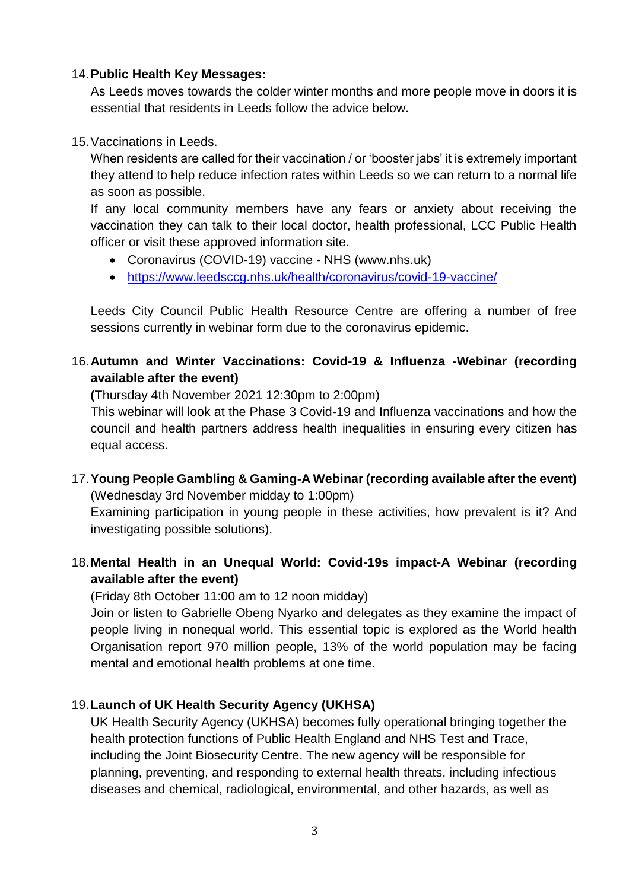14. **Public Health Key Messages:**

    As Leeds moves towards the colder winter months and more people move in doors it is essential that residents in Leeds follow the advice below.

15. Vaccinations in Leeds.

    When residents are called for their vaccination / or 'booster jabs' it is extremely important they attend to help reduce infection rates within Leeds so we can return to a normal life as soon as possible.

    If any local community members have any fears or anxiety about receiving the vaccination they can talk to their local doctor, health professional, LCC Public Health officer or visit these approved information site.

    - Coronavirus (COVID-19) vaccine - NHS (www.nhs.uk)
    - https://www.leedsccg.nhs.uk/health/coronavirus/covid-19-vaccine/

    Leeds City Council Public Health Resource Centre are offering a number of free sessions currently in webinar form due to the coronavirus epidemic.

16. **Autumn and Winter Vaccinations: Covid-19 & Influenza -Webinar (recording available after the event)**

    **(**Thursday 4th November 2021 12:30pm to 2:00pm)

    This webinar will look at the Phase 3 Covid-19 and Influenza vaccinations and how the council and health partners address health inequalities in ensuring every citizen has equal access.

17. **Young People Gambling & Gaming-A Webinar (recording available after the event)**

    (Wednesday 3rd November midday to 1:00pm)

    Examining participation in young people in these activities, how prevalent is it? And investigating possible solutions).

18. **Mental Health in an Unequal World: Covid-19s impact-A Webinar (recording available after the event)**

    (Friday 8th October 11:00 am to 12 noon midday)

    Join or listen to Gabrielle Obeng Nyarko and delegates as they examine the impact of people living in nonequal world. This essential topic is explored as the World health Organisation report 970 million people, 13% of the world population may be facing mental and emotional health problems at one time.

19. **Launch of UK Health Security Agency (UKHSA)**

    UK Health Security Agency (UKHSA) becomes fully operational bringing together the health protection functions of Public Health England and NHS Test and Trace, including the Joint Biosecurity Centre. The new agency will be responsible for planning, preventing, and responding to external health threats, including infectious diseases and chemical, radiological, environmental, and other hazards, as well as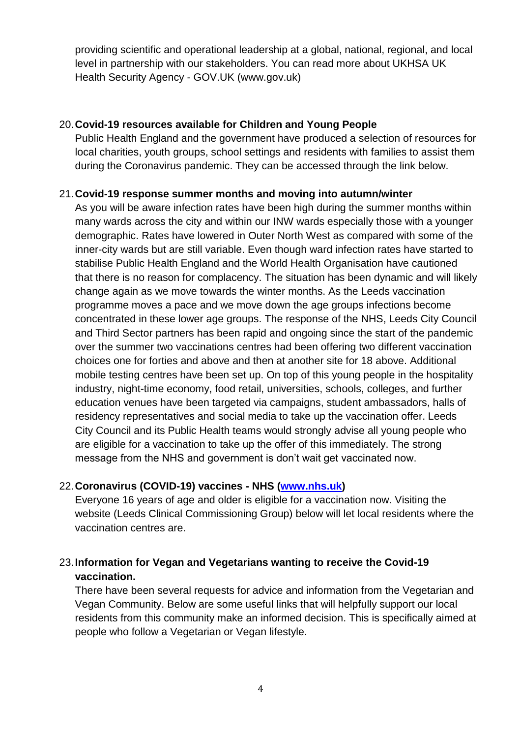providing scientific and operational leadership at a global, national, regional, and local level in partnership with our stakeholders. You can read more about UKHSA UK Health Security Agency - GOV.UK (www.gov.uk)

20. **Covid-19 resources available for Children and Young People**

    Public Health England and the government have produced a selection of resources for local charities, youth groups, school settings and residents with families to assist them during the Coronavirus pandemic. They can be accessed through the link below.

21. **Covid-19 response summer months and moving into autumn/winter**

    As you will be aware infection rates have been high during the summer months within many wards across the city and within our INW wards especially those with a younger demographic. Rates have lowered in Outer North West as compared with some of the inner-city wards but are still variable. Even though ward infection rates have started to stabilise Public Health England and the World Health Organisation have cautioned that there is no reason for complacency. The situation has been dynamic and will likely change again as we move towards the winter months. As the Leeds vaccination programme moves a pace and we move down the age groups infections become concentrated in these lower age groups. The response of the NHS, Leeds City Council and Third Sector partners has been rapid and ongoing since the start of the pandemic over the summer two vaccinations centres had been offering two different vaccination choices one for forties and above and then at another site for 18 above. Additional mobile testing centres have been set up. On top of this young people in the hospitality industry, night-time economy, food retail, universities, schools, colleges, and further education venues have been targeted via campaigns, student ambassadors, halls of residency representatives and social media to take up the vaccination offer. Leeds City Council and its Public Health teams would strongly advise all young people who are eligible for a vaccination to take up the offer of this immediately. The strong message from the NHS and government is don't wait get vaccinated now.

22. **Coronavirus (COVID-19) vaccines - NHS ([www.nhs.uk](www.nhs.uk))**

    Everyone 16 years of age and older is eligible for a vaccination now. Visiting the website (Leeds Clinical Commissioning Group) below will let local residents where the vaccination centres are.

23. **Information for Vegan and Vegetarians wanting to receive the Covid-19 vaccination.**

    There have been several requests for advice and information from the Vegetarian and Vegan Community. Below are some useful links that will helpfully support our local residents from this community make an informed decision. This is specifically aimed at people who follow a Vegetarian or Vegan lifestyle.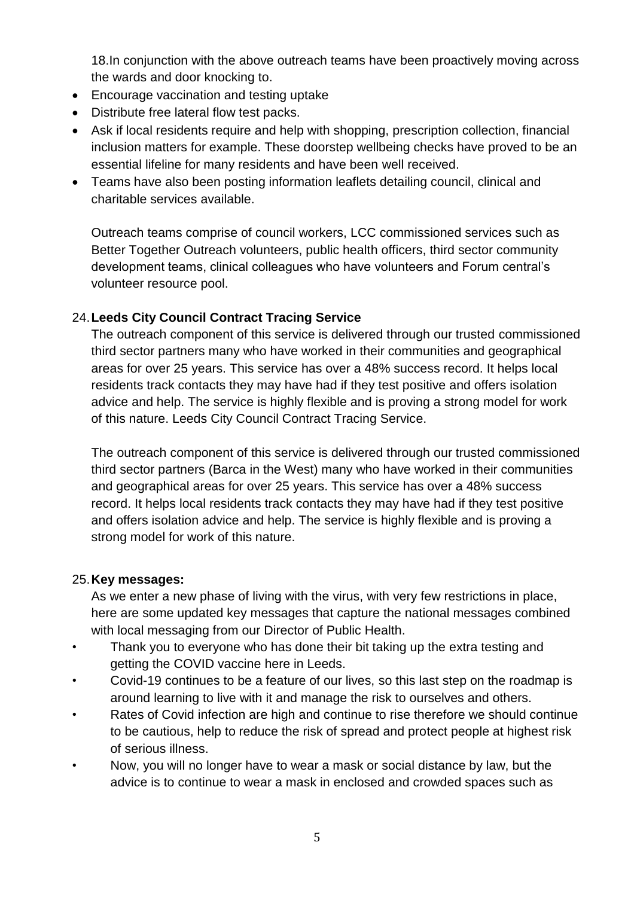18.In conjunction with the above outreach teams have been proactively moving across the wards and door knocking to.

- Encourage vaccination and testing uptake
- Distribute free lateral flow test packs.
- Ask if local residents require and help with shopping, prescription collection, financial inclusion matters for example. These doorstep wellbeing checks have proved to be an essential lifeline for many residents and have been well received.
- Teams have also been posting information leaflets detailing council, clinical and charitable services available.

Outreach teams comprise of council workers, LCC commissioned services such as Better Together Outreach volunteers, public health officers, third sector community development teams, clinical colleagues who have volunteers and Forum central's volunteer resource pool.

24. **Leeds City Council Contract Tracing Service**

The outreach component of this service is delivered through our trusted commissioned third sector partners many who have worked in their communities and geographical areas for over 25 years. This service has over a 48% success record. It helps local residents track contacts they may have had if they test positive and offers isolation advice and help. The service is highly flexible and is proving a strong model for work of this nature. Leeds City Council Contract Tracing Service.

The outreach component of this service is delivered through our trusted commissioned third sector partners (Barca in the West) many who have worked in their communities and geographical areas for over 25 years. This service has over a 48% success record. It helps local residents track contacts they may have had if they test positive and offers isolation advice and help. The service is highly flexible and is proving a strong model for work of this nature.

25. **Key messages:**

As we enter a new phase of living with the virus, with very few restrictions in place, here are some updated key messages that capture the national messages combined with local messaging from our Director of Public Health.

- Thank you to everyone who has done their bit taking up the extra testing and getting the COVID vaccine here in Leeds.
- Covid-19 continues to be a feature of our lives, so this last step on the roadmap is around learning to live with it and manage the risk to ourselves and others.
- Rates of Covid infection are high and continue to rise therefore we should continue to be cautious, help to reduce the risk of spread and protect people at highest risk of serious illness.
- Now, you will no longer have to wear a mask or social distance by law, but the advice is to continue to wear a mask in enclosed and crowded spaces such as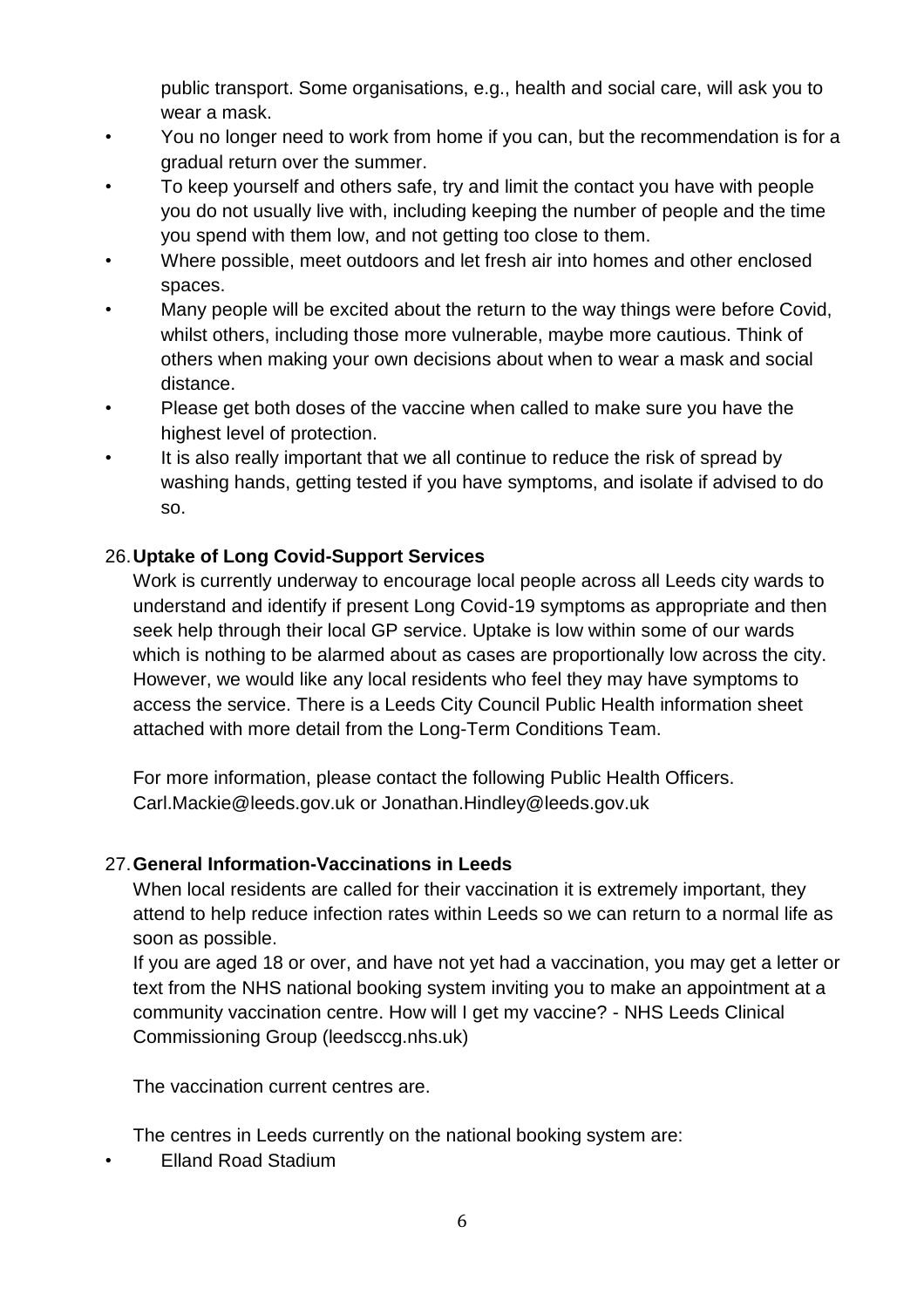public transport. Some organisations, e.g., health and social care, will ask you to wear a mask.

- You no longer need to work from home if you can, but the recommendation is for a gradual return over the summer.
- To keep yourself and others safe, try and limit the contact you have with people you do not usually live with, including keeping the number of people and the time you spend with them low, and not getting too close to them.
- Where possible, meet outdoors and let fresh air into homes and other enclosed spaces.
- Many people will be excited about the return to the way things were before Covid, whilst others, including those more vulnerable, maybe more cautious. Think of others when making your own decisions about when to wear a mask and social distance.
- Please get both doses of the vaccine when called to make sure you have the highest level of protection.
- It is also really important that we all continue to reduce the risk of spread by washing hands, getting tested if you have symptoms, and isolate if advised to do so.

26. **Uptake of Long Covid-Support Services**

Work is currently underway to encourage local people across all Leeds city wards to understand and identify if present Long Covid-19 symptoms as appropriate and then seek help through their local GP service. Uptake is low within some of our wards which is nothing to be alarmed about as cases are proportionally low across the city. However, we would like any local residents who feel they may have symptoms to access the service. There is a Leeds City Council Public Health information sheet attached with more detail from the Long-Term Conditions Team.

For more information, please contact the following Public Health Officers. Carl.Mackie@leeds.gov.uk or Jonathan.Hindley@leeds.gov.uk

27. **General Information-Vaccinations in Leeds**

When local residents are called for their vaccination it is extremely important, they attend to help reduce infection rates within Leeds so we can return to a normal life as soon as possible.

If you are aged 18 or over, and have not yet had a vaccination, you may get a letter or text from the NHS national booking system inviting you to make an appointment at a community vaccination centre. How will I get my vaccine? - NHS Leeds Clinical Commissioning Group (leedsccg.nhs.uk)

The vaccination current centres are.

The centres in Leeds currently on the national booking system are:

- Elland Road Stadium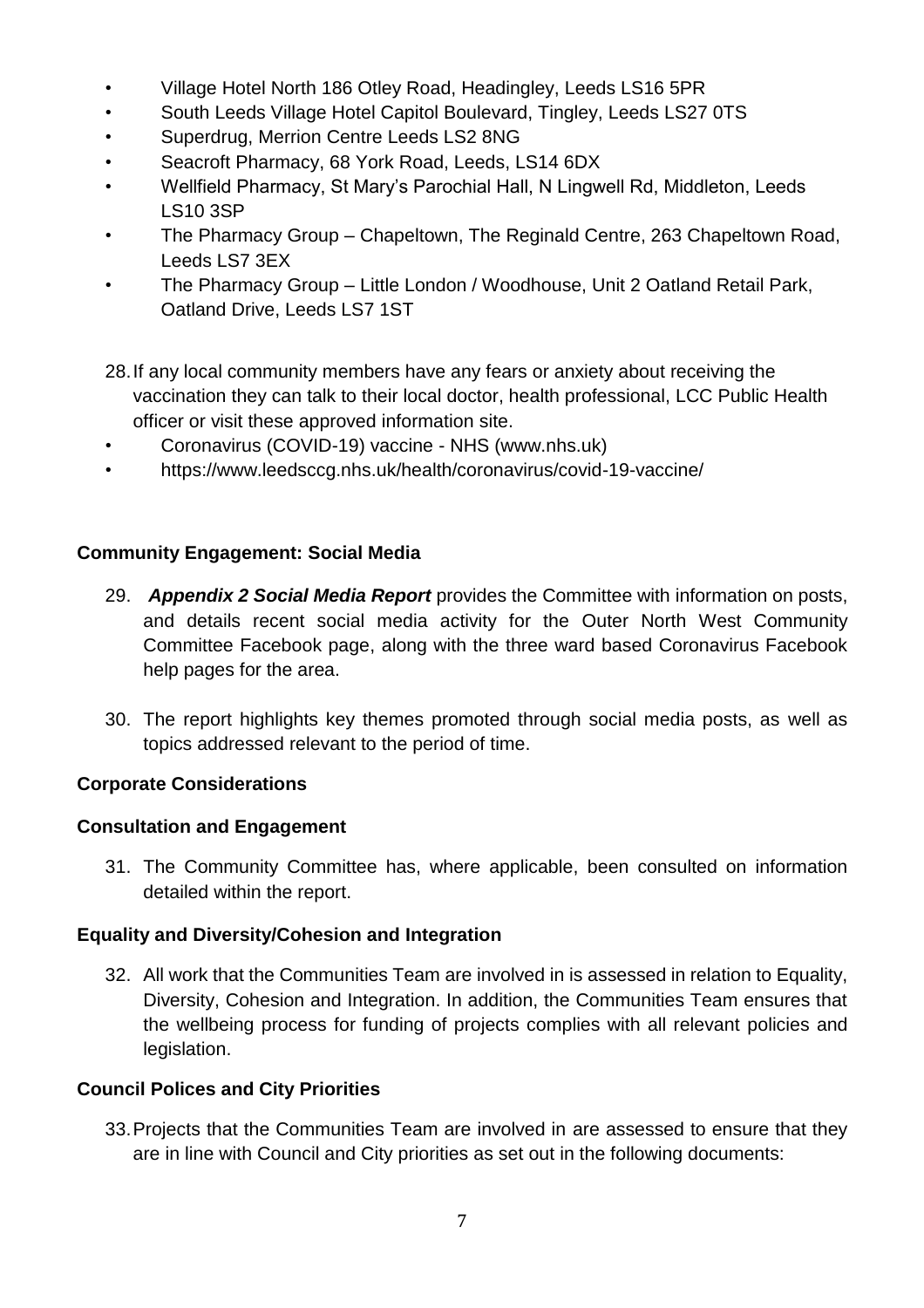- Village Hotel North 186 Otley Road, Headingley, Leeds LS16 5PR
- South Leeds Village Hotel Capitol Boulevard, Tingley, Leeds LS27 0TS
- Superdrug, Merrion Centre Leeds LS2 8NG
- Seacroft Pharmacy, 68 York Road, Leeds, LS14 6DX
- Wellfield Pharmacy, St Mary's Parochial Hall, N Lingwell Rd, Middleton, Leeds LS10 3SP
- The Pharmacy Group – Chapeltown, The Reginald Centre, 263 Chapeltown Road, Leeds LS7 3EX
- The Pharmacy Group – Little London / Woodhouse, Unit 2 Oatland Retail Park, Oatland Drive, Leeds LS7 1ST

28. If any local community members have any fears or anxiety about receiving the vaccination they can talk to their local doctor, health professional, LCC Public Health officer or visit these approved information site.

- Coronavirus (COVID-19) vaccine - NHS (www.nhs.uk)
- https://www.leedsccg.nhs.uk/health/coronavirus/covid-19-vaccine/

**Community Engagement: Social Media**

29. ***Appendix 2 Social Media Report*** provides the Committee with information on posts, and details recent social media activity for the Outer North West Community Committee Facebook page, along with the three ward based Coronavirus Facebook help pages for the area.

30. The report highlights key themes promoted through social media posts, as well as topics addressed relevant to the period of time.

**Corporate Considerations**

**Consultation and Engagement**

31. The Community Committee has, where applicable, been consulted on information detailed within the report.

**Equality and Diversity/Cohesion and Integration**

32. All work that the Communities Team are involved in is assessed in relation to Equality, Diversity, Cohesion and Integration. In addition, the Communities Team ensures that the wellbeing process for funding of projects complies with all relevant policies and legislation.

**Council Polices and City Priorities**

33. Projects that the Communities Team are involved in are assessed to ensure that they are in line with Council and City priorities as set out in the following documents: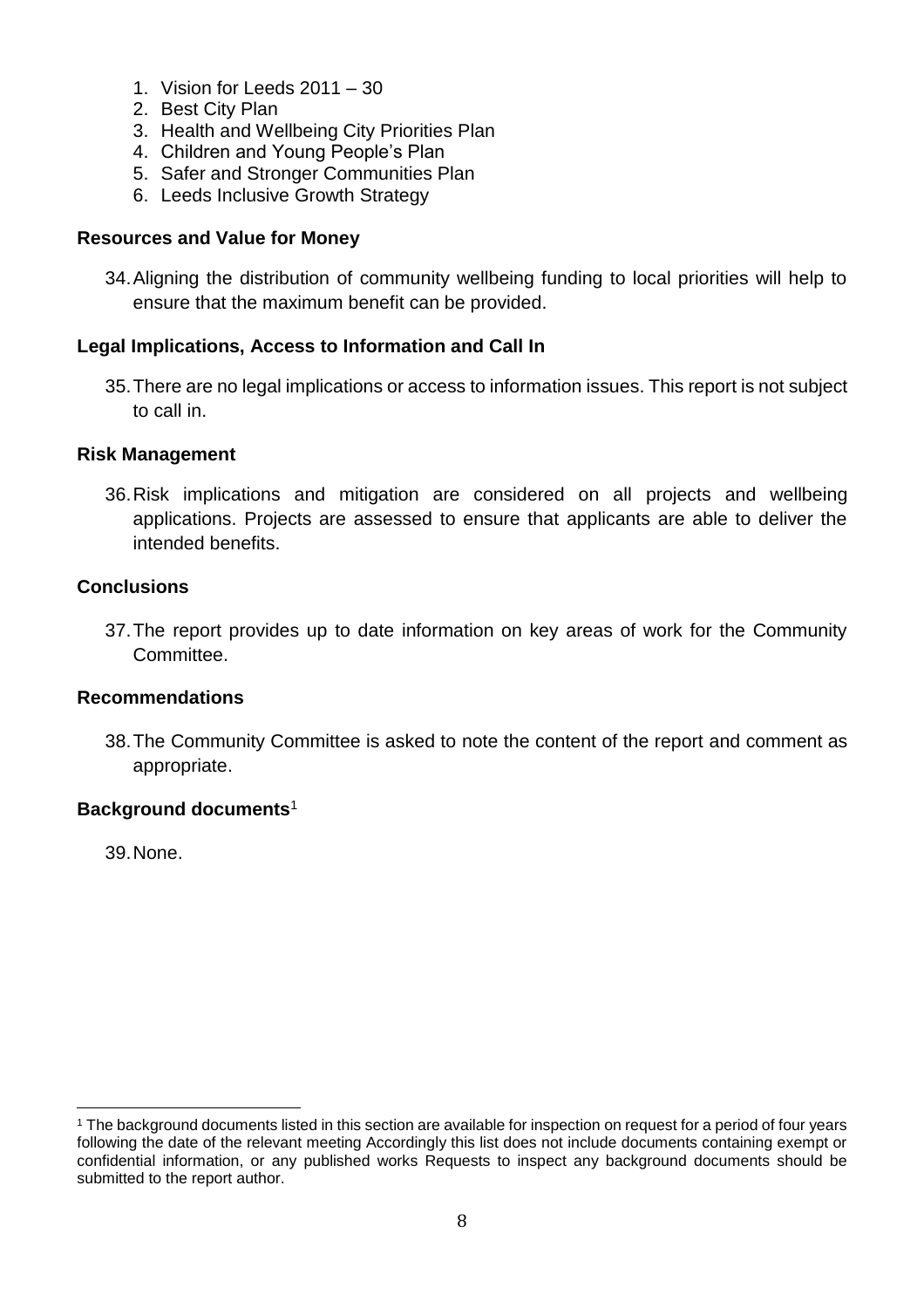1. Vision for Leeds 2011 – 30
2. Best City Plan
3. Health and Wellbeing City Priorities Plan
4. Children and Young People's Plan
5. Safer and Stronger Communities Plan
6. Leeds Inclusive Growth Strategy

**Resources and Value for Money**

34. Aligning the distribution of community wellbeing funding to local priorities will help to ensure that the maximum benefit can be provided.

**Legal Implications, Access to Information and Call In**

35. There are no legal implications or access to information issues. This report is not subject to call in.

**Risk Management**

36. Risk implications and mitigation are considered on all projects and wellbeing applications. Projects are assessed to ensure that applicants are able to deliver the intended benefits.

**Conclusions**

37. The report provides up to date information on key areas of work for the Community Committee.

**Recommendations**

38. The Community Committee is asked to note the content of the report and comment as appropriate.

**Background documents**[1]

39. None.

[1] The background documents listed in this section are available for inspection on request for a period of four years following the date of the relevant meeting Accordingly this list does not include documents containing exempt or confidential information, or any published works Requests to inspect any background documents should be submitted to the report author.